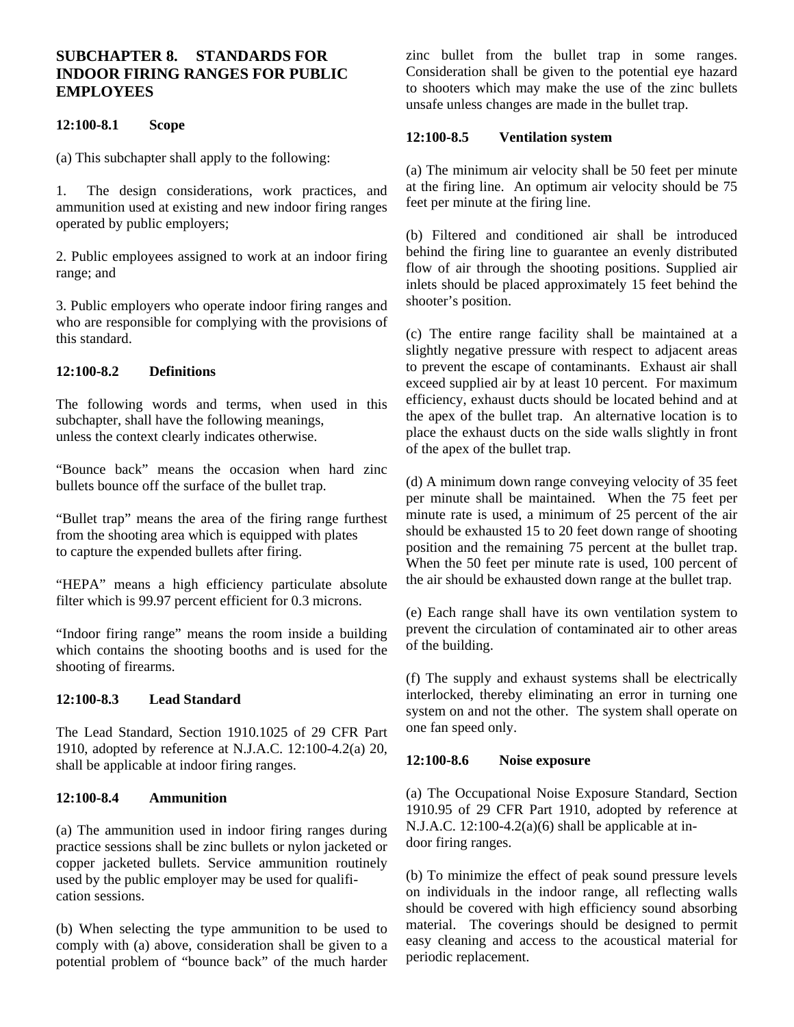## SUBCHAPTER 8. STANDARDS FOR INDOOR FIRING RANGES FOR PUBLIC EMPLOYEES

### 12:100-8.1 Scope

(a) This subchapter shall apply to the following:

1. The design considerations, work practices, and ammunition used at existing and new indoor firing ranges operated by public employers;

2. Public employees assigned to work at an indoor firing range; and

3. Public employers who operate indoor firing ranges and who are responsible for complying with the provisions of this standard.

### 12:100-8.2 Definitions

The following words and terms, when used in this subchapter, shall have the following meanings, unless the context clearly indicates otherwise.

"Bounce back" means the occasion when hard zinc bullets bounce off the surface of the bullet trap.

"Bullet trap" means the area of the firing range furthest from the shooting area which is equipped with plates to capture the expended bullets after firing.

"HEPA" means a high efficiency particulate absolute filter which is 99.97 percent efficient for 0.3 microns.

"Indoor firing range" means the room inside a building which contains the shooting booths and is used for the shooting of firearms.

### 12:100-8.3 Lead Standard

The Lead Standard, Section 1910.1025 of 29 CFR Part 1910, adopted by reference at N.J.A.C. 12:100-4.2(a) 20, shall be applicable at indoor firing ranges.

### 12:100-8.4 Ammunition

(a) The ammunition used in indoor firing ranges during practice sessions shall be zinc bullets or nylon jacketed or copper jacketed bullets. Service ammunition routinely used by the public employer may be used for qualification sessions.

(b) When selecting the type ammunition to be used to comply with (a) above, consideration shall be given to a potential problem of "bounce back" of the much harder zinc bullet from the bullet trap in some ranges. Consideration shall be given to the potential eye hazard to shooters which may make the use of the zinc bullets unsafe unless changes are made in the bullet trap.

### 12:100-8.5 Ventilation system

(a) The minimum air velocity shall be 50 feet per minute at the firing line. An optimum air velocity should be 75 feet per minute at the firing line.

(b) Filtered and conditioned air shall be introduced behind the firing line to guarantee an evenly distributed flow of air through the shooting positions. Supplied air inlets should be placed approximately 15 feet behind the shooter's position.

(c) The entire range facility shall be maintained at a slightly negative pressure with respect to adjacent areas to prevent the escape of contaminants. Exhaust air shall exceed supplied air by at least 10 percent. For maximum efficiency, exhaust ducts should be located behind and at the apex of the bullet trap. An alternative location is to place the exhaust ducts on the side walls slightly in front of the apex of the bullet trap.

(d) A minimum down range conveying velocity of 35 feet per minute shall be maintained. When the 75 feet per minute rate is used, a minimum of 25 percent of the air should be exhausted 15 to 20 feet down range of shooting position and the remaining 75 percent at the bullet trap. When the 50 feet per minute rate is used, 100 percent of the air should be exhausted down range at the bullet trap.

(e) Each range shall have its own ventilation system to prevent the circulation of contaminated air to other areas of the building.

(f) The supply and exhaust systems shall be electrically interlocked, thereby eliminating an error in turning one system on and not the other. The system shall operate on one fan speed only.

### 12:100-8.6 Noise exposure

(a) The Occupational Noise Exposure Standard, Section 1910.95 of 29 CFR Part 1910, adopted by reference at N.J.A.C. 12:100-4.2(a)(6) shall be applicable at indoor firing ranges.

(b) To minimize the effect of peak sound pressure levels on individuals in the indoor range, all reflecting walls should be covered with high efficiency sound absorbing material. The coverings should be designed to permit easy cleaning and access to the acoustical material for periodic replacement.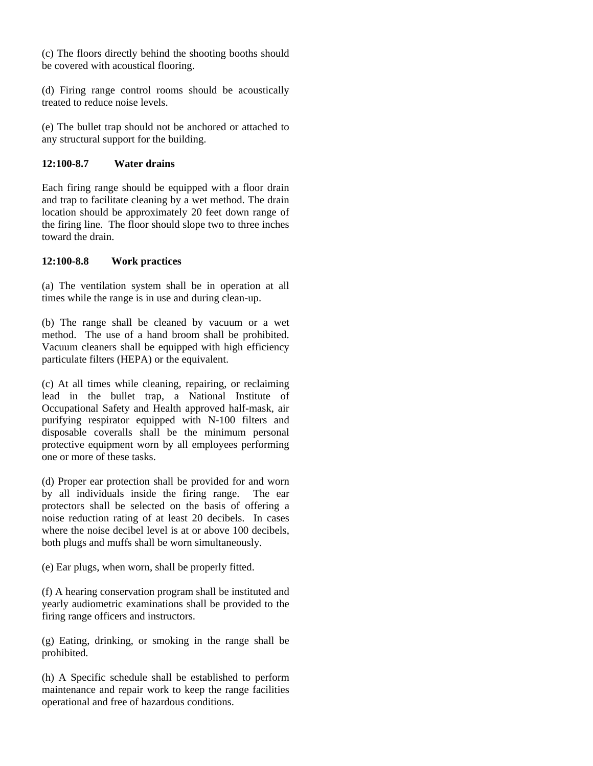(c) The floors directly behind the shooting booths should be covered with acoustical flooring.

(d) Firing range control rooms should be acoustically treated to reduce noise levels.

(e) The bullet trap should not be anchored or attached to any structural support for the building.

**12:100-8.7 Water drains**

Each firing range should be equipped with a floor drain and trap to facilitate cleaning by a wet method. The drain location should be approximately 20 feet down range of the firing line. The floor should slope two to three inches toward the drain.

**12:100-8.8 Work practices**

(a) The ventilation system shall be in operation at all times while the range is in use and during clean-up.

(b) The range shall be cleaned by vacuum or a wet method. The use of a hand broom shall be prohibited. Vacuum cleaners shall be equipped with high efficiency particulate filters (HEPA) or the equivalent.

(c) At all times while cleaning, repairing, or reclaiming lead in the bullet trap, a National Institute of Occupational Safety and Health approved half-mask, air purifying respirator equipped with N-100 filters and disposable coveralls shall be the minimum personal protective equipment worn by all employees performing one or more of these tasks.

(d) Proper ear protection shall be provided for and worn by all individuals inside the firing range. The ear protectors shall be selected on the basis of offering a noise reduction rating of at least 20 decibels. In cases where the noise decibel level is at or above 100 decibels, both plugs and muffs shall be worn simultaneously.

(e) Ear plugs, when worn, shall be properly fitted.

(f) A hearing conservation program shall be instituted and yearly audiometric examinations shall be provided to the firing range officers and instructors.

(g) Eating, drinking, or smoking in the range shall be prohibited.

(h) A Specific schedule shall be established to perform maintenance and repair work to keep the range facilities operational and free of hazardous conditions.